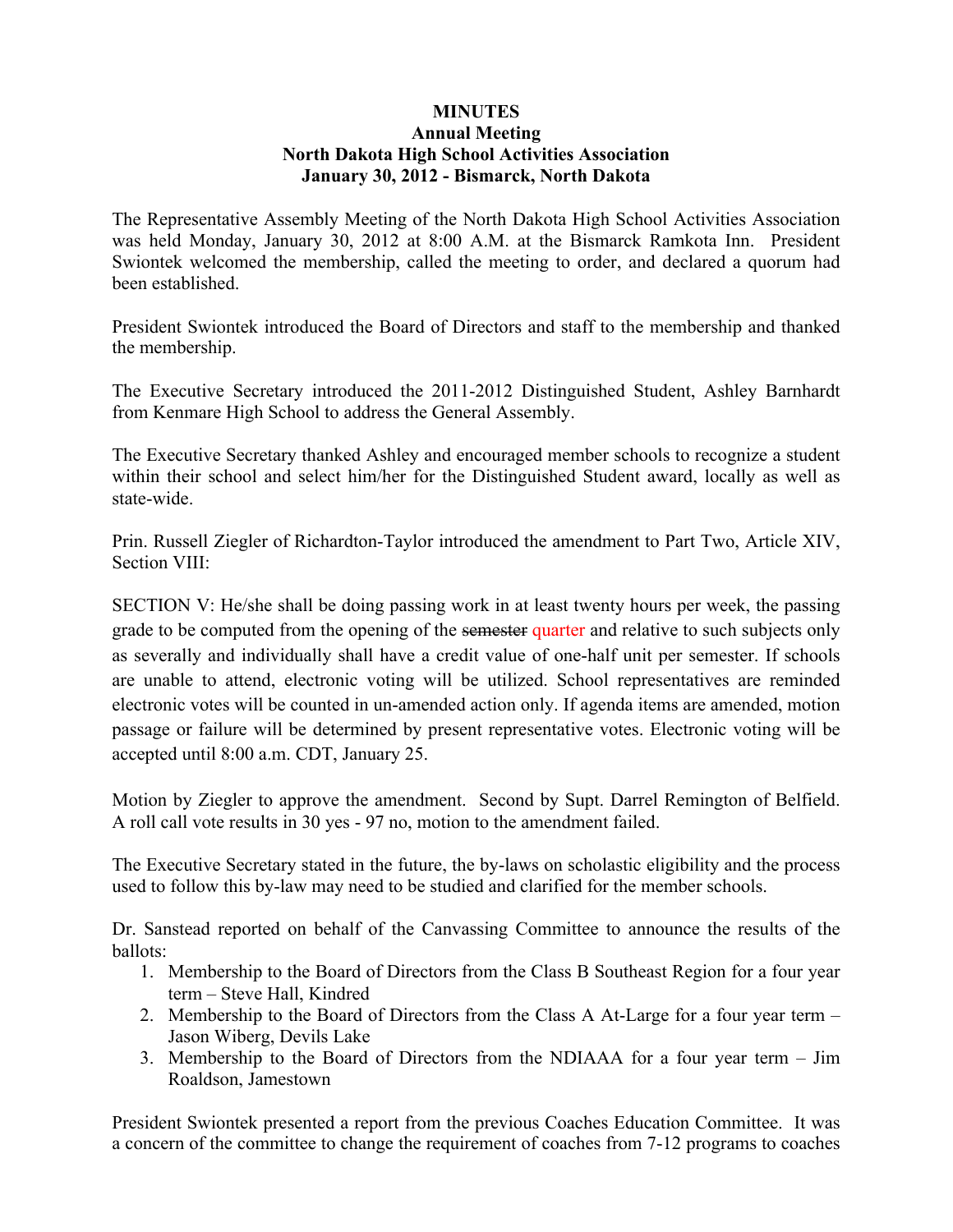**MINUTES**
**Annual Meeting**
**North Dakota High School Activities Association**
**January 30, 2012 - Bismarck, North Dakota**

The Representative Assembly Meeting of the North Dakota High School Activities Association was held Monday, January 30, 2012 at 8:00 A.M. at the Bismarck Ramkota Inn. President Swiontek welcomed the membership, called the meeting to order, and declared a quorum had been established.

President Swiontek introduced the Board of Directors and staff to the membership and thanked the membership.

The Executive Secretary introduced the 2011-2012 Distinguished Student, Ashley Barnhardt from Kenmare High School to address the General Assembly.

The Executive Secretary thanked Ashley and encouraged member schools to recognize a student within their school and select him/her for the Distinguished Student award, locally as well as state-wide.

Prin. Russell Ziegler of Richardton-Taylor introduced the amendment to Part Two, Article XIV, Section VIII:

SECTION V: He/she shall be doing passing work in at least twenty hours per week, the passing grade to be computed from the opening of the ~~semester~~ quarter and relative to such subjects only as severally and individually shall have a credit value of one-half unit per semester. If schools are unable to attend, electronic voting will be utilized. School representatives are reminded electronic votes will be counted in un-amended action only. If agenda items are amended, motion passage or failure will be determined by present representative votes. Electronic voting will be accepted until 8:00 a.m. CDT, January 25.

Motion by Ziegler to approve the amendment. Second by Supt. Darrel Remington of Belfield. A roll call vote results in 30 yes - 97 no, motion to the amendment failed.

The Executive Secretary stated in the future, the by-laws on scholastic eligibility and the process used to follow this by-law may need to be studied and clarified for the member schools.

Dr. Sanstead reported on behalf of the Canvassing Committee to announce the results of the ballots:

1. Membership to the Board of Directors from the Class B Southeast Region for a four year term – Steve Hall, Kindred
2. Membership to the Board of Directors from the Class A At-Large for a four year term – Jason Wiberg, Devils Lake
3. Membership to the Board of Directors from the NDIAAA for a four year term – Jim Roaldson, Jamestown

President Swiontek presented a report from the previous Coaches Education Committee. It was a concern of the committee to change the requirement of coaches from 7-12 programs to coaches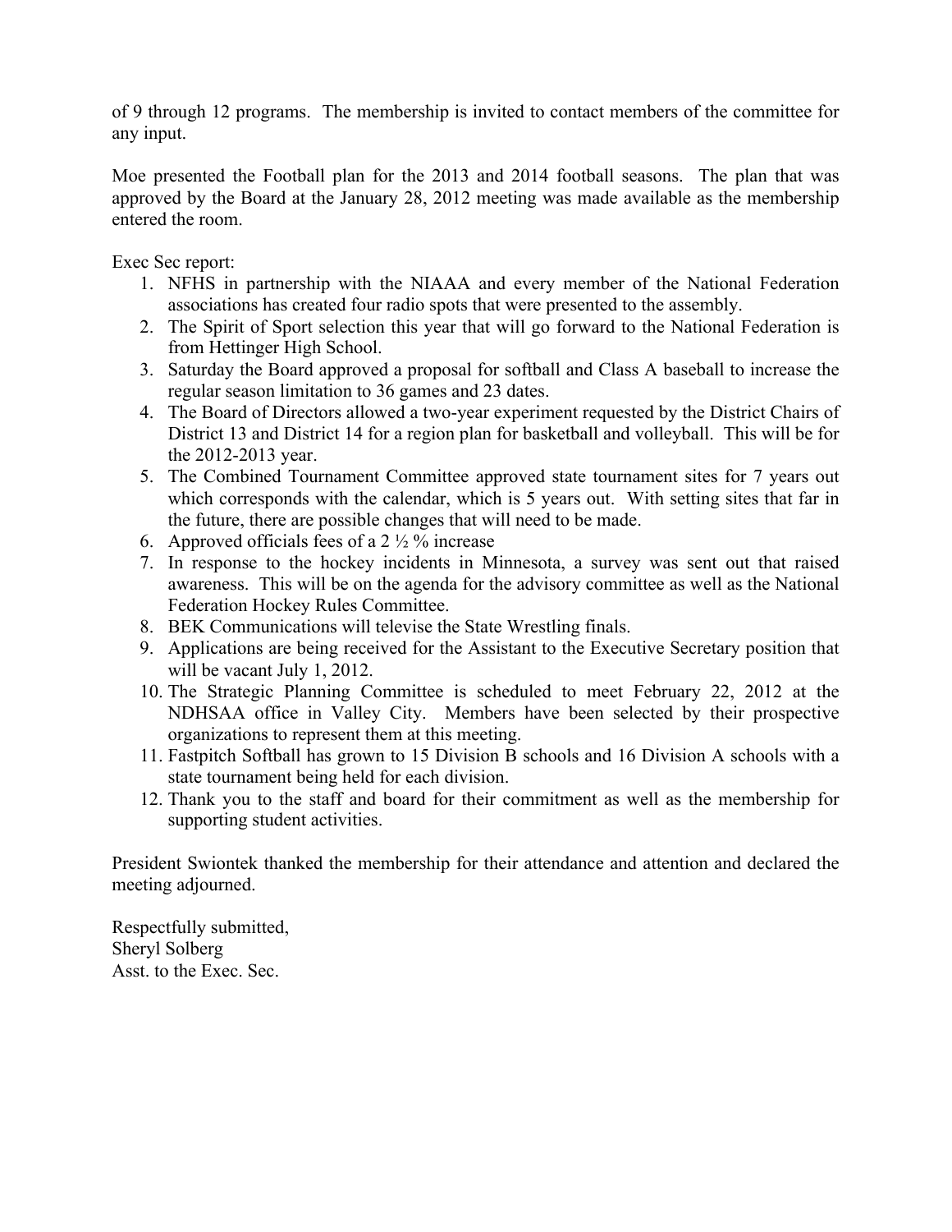of 9 through 12 programs. The membership is invited to contact members of the committee for any input.

Moe presented the Football plan for the 2013 and 2014 football seasons. The plan that was approved by the Board at the January 28, 2012 meeting was made available as the membership entered the room.

Exec Sec report:

1. NFHS in partnership with the NIAAA and every member of the National Federation associations has created four radio spots that were presented to the assembly.
2. The Spirit of Sport selection this year that will go forward to the National Federation is from Hettinger High School.
3. Saturday the Board approved a proposal for softball and Class A baseball to increase the regular season limitation to 36 games and 23 dates.
4. The Board of Directors allowed a two-year experiment requested by the District Chairs of District 13 and District 14 for a region plan for basketball and volleyball. This will be for the 2012-2013 year.
5. The Combined Tournament Committee approved state tournament sites for 7 years out which corresponds with the calendar, which is 5 years out. With setting sites that far in the future, there are possible changes that will need to be made.
6. Approved officials fees of a 2 ½ % increase
7. In response to the hockey incidents in Minnesota, a survey was sent out that raised awareness. This will be on the agenda for the advisory committee as well as the National Federation Hockey Rules Committee.
8. BEK Communications will televise the State Wrestling finals.
9. Applications are being received for the Assistant to the Executive Secretary position that will be vacant July 1, 2012.
10. The Strategic Planning Committee is scheduled to meet February 22, 2012 at the NDHSAA office in Valley City. Members have been selected by their prospective organizations to represent them at this meeting.
11. Fastpitch Softball has grown to 15 Division B schools and 16 Division A schools with a state tournament being held for each division.
12. Thank you to the staff and board for their commitment as well as the membership for supporting student activities.

President Swiontek thanked the membership for their attendance and attention and declared the meeting adjourned.

Respectfully submitted,
Sheryl Solberg
Asst. to the Exec. Sec.